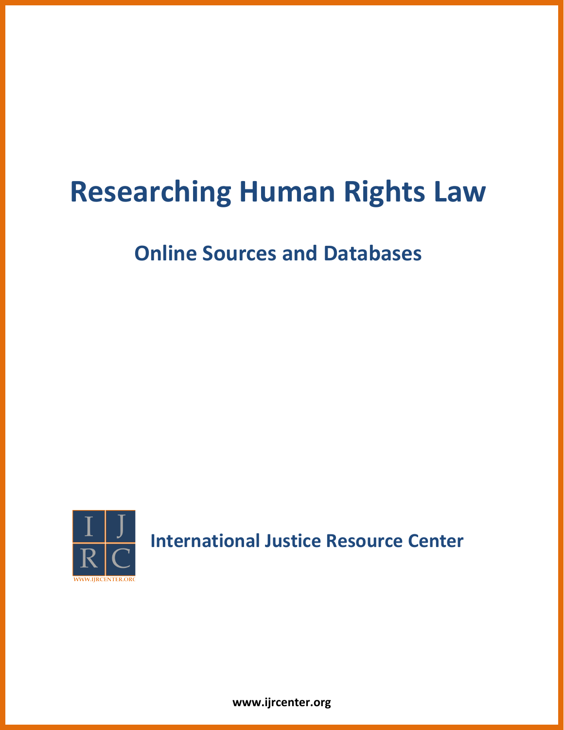# Researching Human Rights Law

## Online Sources and Databases

International Justice Resource Center

www.ijrcenter.org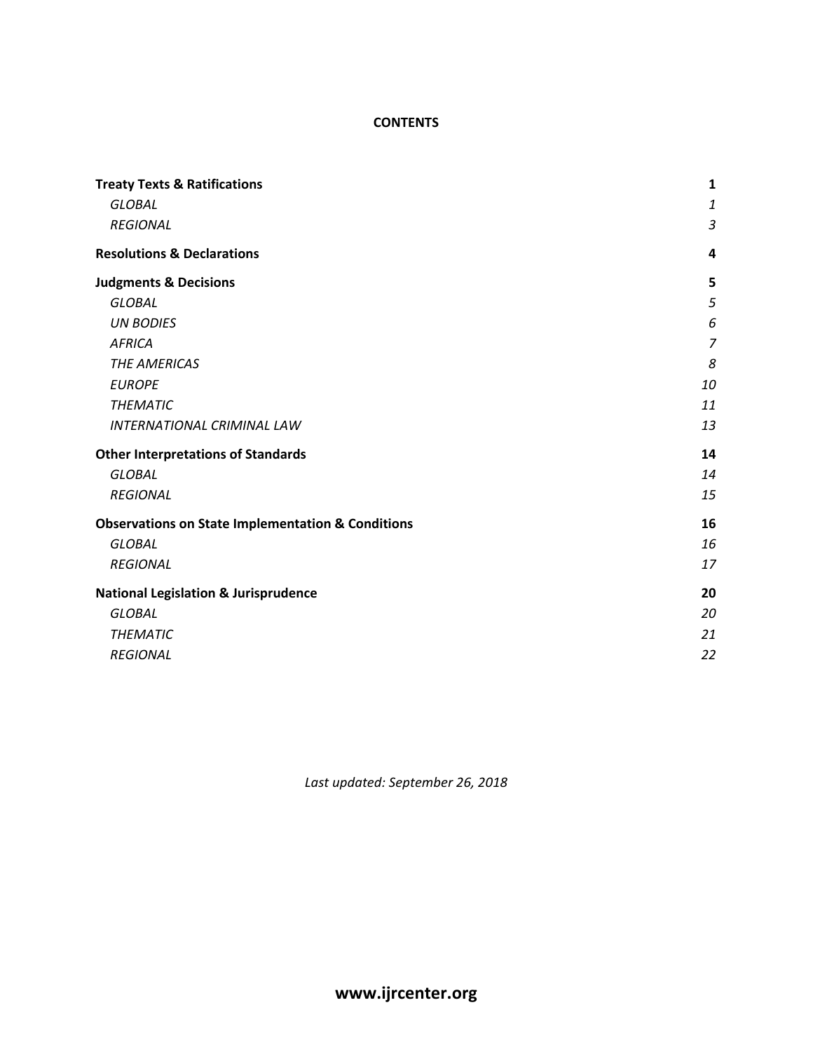**CONTENTS**

| | |
|---|---|
| **Treaty Texts & Ratifications** | **1** |
| *GLOBAL* | *1* |
| *REGIONAL* | *3* |
| **Resolutions & Declarations** | **4** |
| **Judgments & Decisions** | **5** |
| *GLOBAL* | *5* |
| *UN BODIES* | *6* |
| *AFRICA* | *7* |
| *THE AMERICAS* | *8* |
| *EUROPE* | *10* |
| *THEMATIC* | *11* |
| *INTERNATIONAL CRIMINAL LAW* | *13* |
| **Other Interpretations of Standards** | **14** |
| *GLOBAL* | *14* |
| *REGIONAL* | *15* |
| **Observations on State Implementation & Conditions** | **16** |
| *GLOBAL* | *16* |
| *REGIONAL* | *17* |
| **National Legislation & Jurisprudence** | **20** |
| *GLOBAL* | *20* |
| *THEMATIC* | *21* |
| *REGIONAL* | *22* |

*Last updated: September 26, 2018*

**www.ijrcenter.org**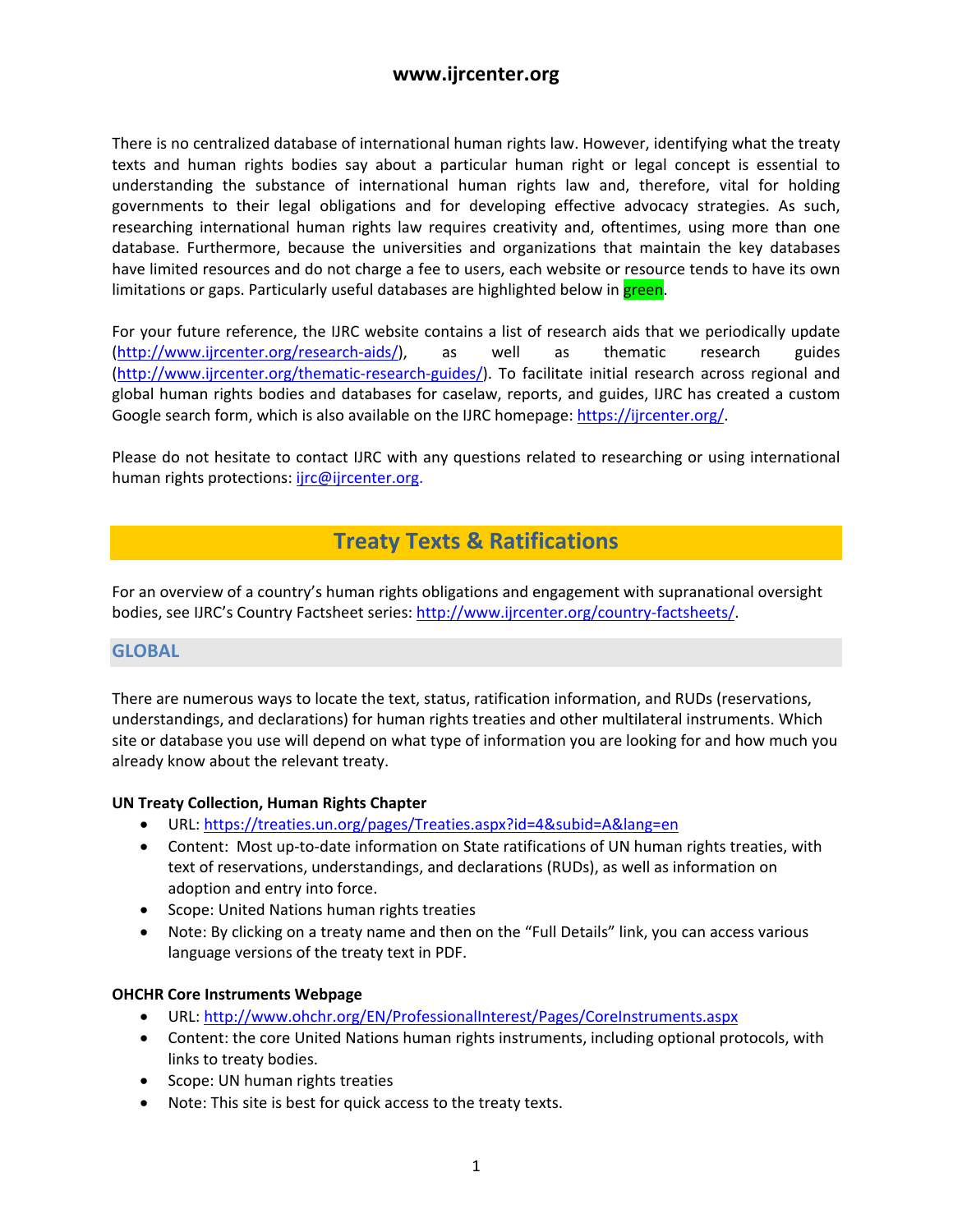There is no centralized database of international human rights law. However, identifying what the treaty texts and human rights bodies say about a particular human right or legal concept is essential to understanding the substance of international human rights law and, therefore, vital for holding governments to their legal obligations and for developing effective advocacy strategies. As such, researching international human rights law requires creativity and, oftentimes, using more than one database. Furthermore, because the universities and organizations that maintain the key databases have limited resources and do not charge a fee to users, each website or resource tends to have its own limitations or gaps. Particularly useful databases are highlighted below in green.

For your future reference, the IJRC website contains a list of research aids that we periodically update (http://www.ijrcenter.org/research-aids/), as well as thematic research guides (http://www.ijrcenter.org/thematic-research-guides/). To facilitate initial research across regional and global human rights bodies and databases for caselaw, reports, and guides, IJRC has created a custom Google search form, which is also available on the IJRC homepage: https://ijrcenter.org/.

Please do not hesitate to contact IJRC with any questions related to researching or using international human rights protections: ijrc@ijrcenter.org.

# Treaty Texts & Ratifications

For an overview of a country's human rights obligations and engagement with supranational oversight bodies, see IJRC's Country Factsheet series: http://www.ijrcenter.org/country-factsheets/.

## GLOBAL

There are numerous ways to locate the text, status, ratification information, and RUDs (reservations, understandings, and declarations) for human rights treaties and other multilateral instruments. Which site or database you use will depend on what type of information you are looking for and how much you already know about the relevant treaty.

**UN Treaty Collection, Human Rights Chapter**

- URL: https://treaties.un.org/pages/Treaties.aspx?id=4&subid=A&lang=en
- Content: Most up-to-date information on State ratifications of UN human rights treaties, with text of reservations, understandings, and declarations (RUDs), as well as information on adoption and entry into force.
- Scope: United Nations human rights treaties
- Note: By clicking on a treaty name and then on the "Full Details" link, you can access various language versions of the treaty text in PDF.

**OHCHR Core Instruments Webpage**

- URL: http://www.ohchr.org/EN/ProfessionalInterest/Pages/CoreInstruments.aspx
- Content: the core United Nations human rights instruments, including optional protocols, with links to treaty bodies.
- Scope: UN human rights treaties
- Note: This site is best for quick access to the treaty texts.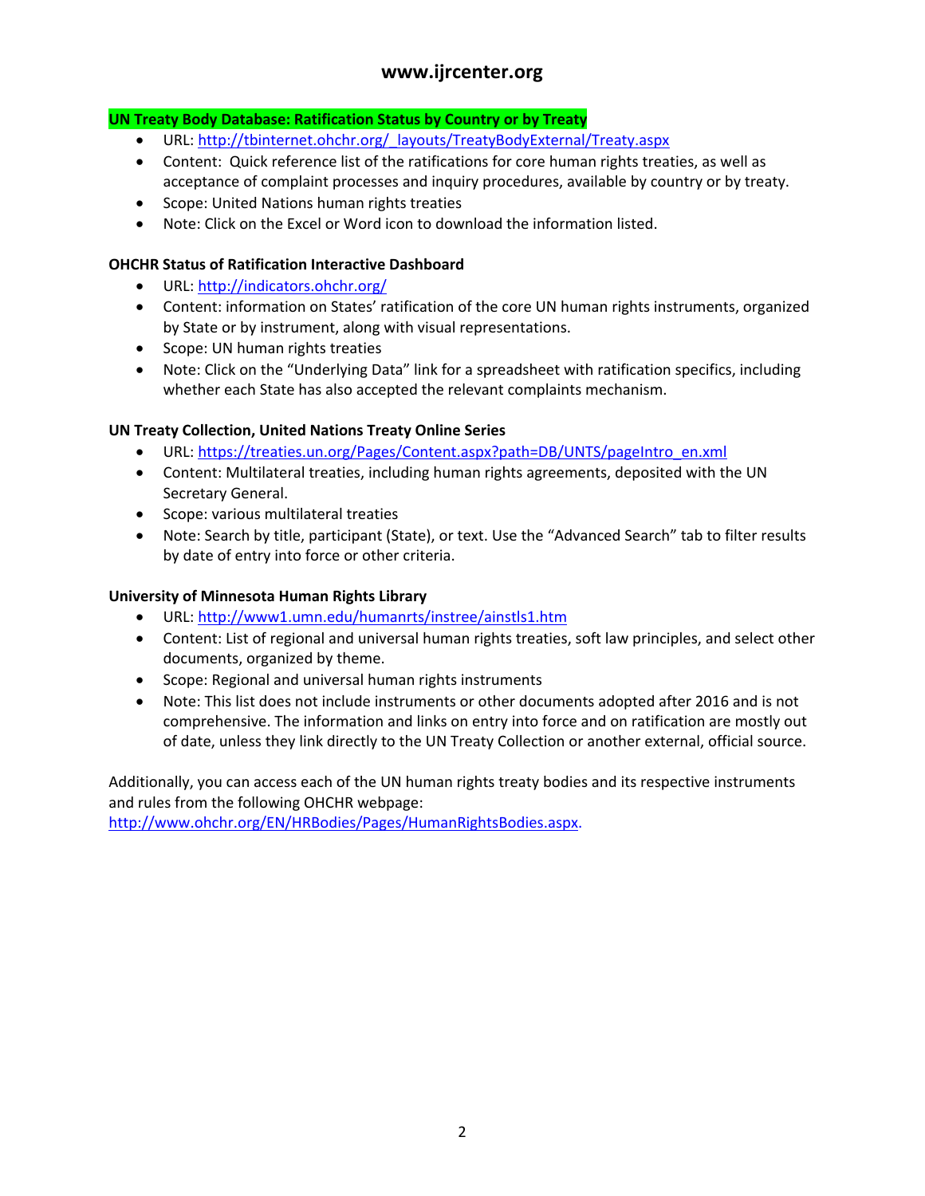**UN Treaty Body Database: Ratification Status by Country or by Treaty**

- URL: http://tbinternet.ohchr.org/_layouts/TreatyBodyExternal/Treaty.aspx
- Content: Quick reference list of the ratifications for core human rights treaties, as well as acceptance of complaint processes and inquiry procedures, available by country or by treaty.
- Scope: United Nations human rights treaties
- Note: Click on the Excel or Word icon to download the information listed.

**OHCHR Status of Ratification Interactive Dashboard**

- URL: http://indicators.ohchr.org/
- Content: information on States' ratification of the core UN human rights instruments, organized by State or by instrument, along with visual representations.
- Scope: UN human rights treaties
- Note: Click on the "Underlying Data" link for a spreadsheet with ratification specifics, including whether each State has also accepted the relevant complaints mechanism.

**UN Treaty Collection, United Nations Treaty Online Series**

- URL: https://treaties.un.org/Pages/Content.aspx?path=DB/UNTS/pageIntro_en.xml
- Content: Multilateral treaties, including human rights agreements, deposited with the UN Secretary General.
- Scope: various multilateral treaties
- Note: Search by title, participant (State), or text. Use the "Advanced Search" tab to filter results by date of entry into force or other criteria.

**University of Minnesota Human Rights Library**

- URL: http://www1.umn.edu/humanrts/instree/ainstls1.htm
- Content: List of regional and universal human rights treaties, soft law principles, and select other documents, organized by theme.
- Scope: Regional and universal human rights instruments
- Note: This list does not include instruments or other documents adopted after 2016 and is not comprehensive. The information and links on entry into force and on ratification are mostly out of date, unless they link directly to the UN Treaty Collection or another external, official source.

Additionally, you can access each of the UN human rights treaty bodies and its respective instruments and rules from the following OHCHR webpage: http://www.ohchr.org/EN/HRBodies/Pages/HumanRightsBodies.aspx.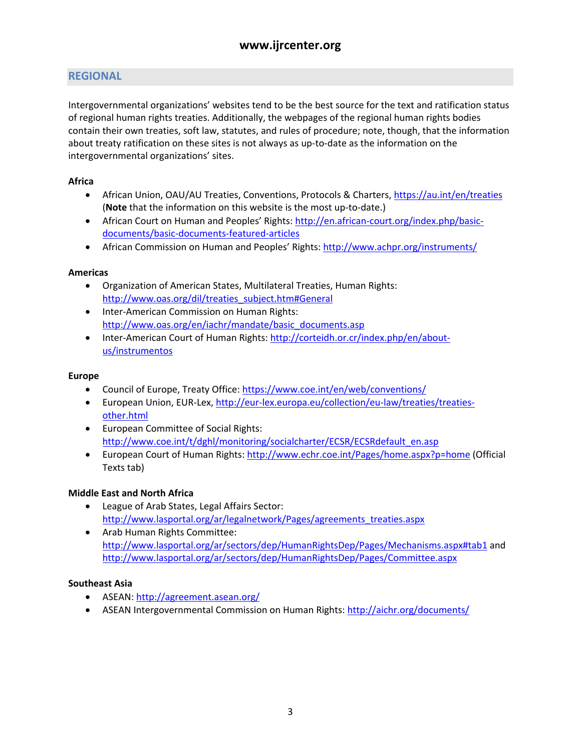## REGIONAL

Intergovernmental organizations' websites tend to be the best source for the text and ratification status of regional human rights treaties. Additionally, the webpages of the regional human rights bodies contain their own treaties, soft law, statutes, and rules of procedure; note, though, that the information about treaty ratification on these sites is not always as up-to-date as the information on the intergovernmental organizations' sites.

**Africa**

- African Union, OAU/AU Treaties, Conventions, Protocols & Charters, https://au.int/en/treaties (**Note** that the information on this website is the most up-to-date.)
- African Court on Human and Peoples' Rights: http://en.african-court.org/index.php/basic-documents/basic-documents-featured-articles
- African Commission on Human and Peoples' Rights: http://www.achpr.org/instruments/

**Americas**

- Organization of American States, Multilateral Treaties, Human Rights: http://www.oas.org/dil/treaties_subject.htm#General
- Inter-American Commission on Human Rights: http://www.oas.org/en/iachr/mandate/basic_documents.asp
- Inter-American Court of Human Rights: http://corteidh.or.cr/index.php/en/about-us/instrumentos

**Europe**

- Council of Europe, Treaty Office: https://www.coe.int/en/web/conventions/
- European Union, EUR-Lex, http://eur-lex.europa.eu/collection/eu-law/treaties/treaties-other.html
- European Committee of Social Rights: http://www.coe.int/t/dghl/monitoring/socialcharter/ECSR/ECSRdefault_en.asp
- European Court of Human Rights: http://www.echr.coe.int/Pages/home.aspx?p=home (Official Texts tab)

**Middle East and North Africa**

- League of Arab States, Legal Affairs Sector: http://www.lasportal.org/ar/legalnetwork/Pages/agreements_treaties.aspx
- Arab Human Rights Committee: http://www.lasportal.org/ar/sectors/dep/HumanRightsDep/Pages/Mechanisms.aspx#tab1 and http://www.lasportal.org/ar/sectors/dep/HumanRightsDep/Pages/Committee.aspx

**Southeast Asia**

- ASEAN: http://agreement.asean.org/
- ASEAN Intergovernmental Commission on Human Rights: http://aichr.org/documents/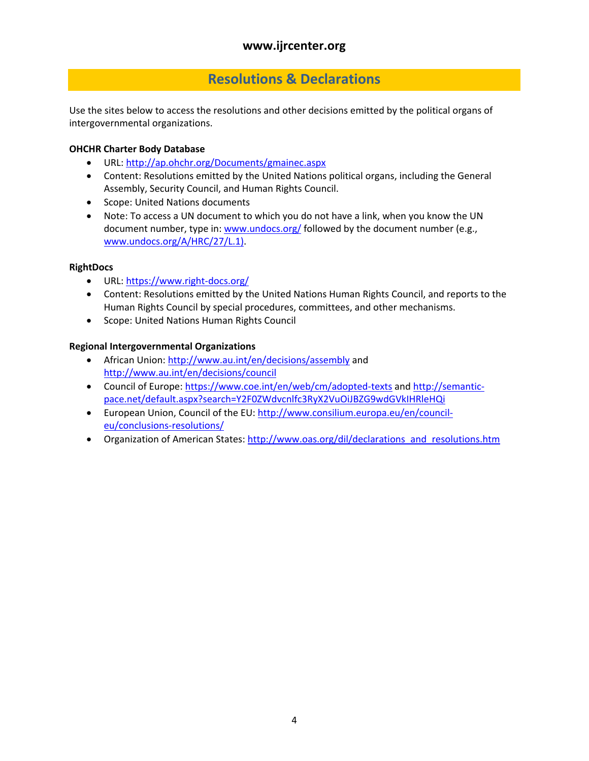## Resolutions & Declarations

Use the sites below to access the resolutions and other decisions emitted by the political organs of intergovernmental organizations.

**OHCHR Charter Body Database**

- URL: http://ap.ohchr.org/Documents/gmainec.aspx
- Content: Resolutions emitted by the United Nations political organs, including the General Assembly, Security Council, and Human Rights Council.
- Scope: United Nations documents
- Note: To access a UN document to which you do not have a link, when you know the UN document number, type in: www.undocs.org/ followed by the document number (e.g., www.undocs.org/A/HRC/27/L.1).

**RightDocs**

- URL: https://www.right-docs.org/
- Content: Resolutions emitted by the United Nations Human Rights Council, and reports to the Human Rights Council by special procedures, committees, and other mechanisms.
- Scope: United Nations Human Rights Council

**Regional Intergovernmental Organizations**

- African Union: http://www.au.int/en/decisions/assembly and http://www.au.int/en/decisions/council
- Council of Europe: https://www.coe.int/en/web/cm/adopted-texts and http://semantic-pace.net/default.aspx?search=Y2F0ZWdvcnlfc3RyX2VuOiJBZG9wdGVkIHRleHQi
- European Union, Council of the EU: http://www.consilium.europa.eu/en/council-eu/conclusions-resolutions/
- Organization of American States: http://www.oas.org/dil/declarations_and_resolutions.htm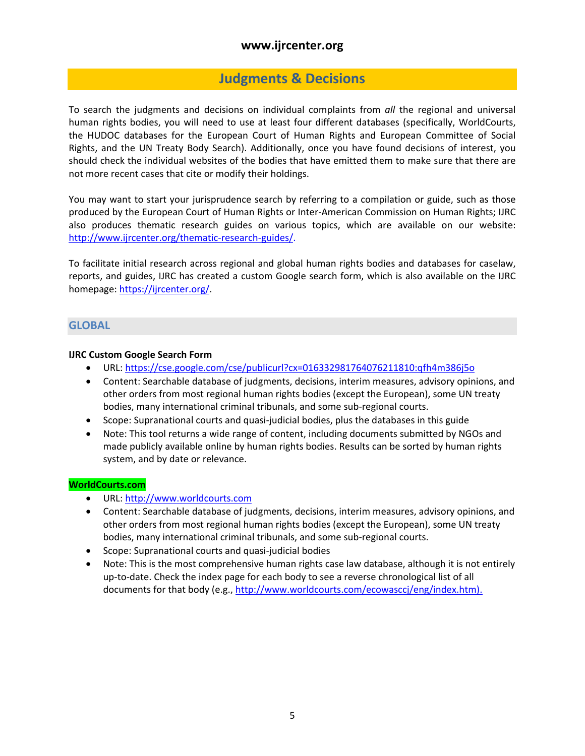## Judgments & Decisions

To search the judgments and decisions on individual complaints from *all* the regional and universal human rights bodies, you will need to use at least four different databases (specifically, WorldCourts, the HUDOC databases for the European Court of Human Rights and European Committee of Social Rights, and the UN Treaty Body Search). Additionally, once you have found decisions of interest, you should check the individual websites of the bodies that have emitted them to make sure that there are not more recent cases that cite or modify their holdings.

You may want to start your jurisprudence search by referring to a compilation or guide, such as those produced by the European Court of Human Rights or Inter-American Commission on Human Rights; IJRC also produces thematic research guides on various topics, which are available on our website: http://www.ijrcenter.org/thematic-research-guides/.

To facilitate initial research across regional and global human rights bodies and databases for caselaw, reports, and guides, IJRC has created a custom Google search form, which is also available on the IJRC homepage: https://ijrcenter.org/.

### GLOBAL

**IJRC Custom Google Search Form**

- URL: https://cse.google.com/cse/publicurl?cx=016332981764076211810:qfh4m386j5o
- Content: Searchable database of judgments, decisions, interim measures, advisory opinions, and other orders from most regional human rights bodies (except the European), some UN treaty bodies, many international criminal tribunals, and some sub-regional courts.
- Scope: Supranational courts and quasi-judicial bodies, plus the databases in this guide
- Note: This tool returns a wide range of content, including documents submitted by NGOs and made publicly available online by human rights bodies. Results can be sorted by human rights system, and by date or relevance.

**WorldCourts.com**

- URL: http://www.worldcourts.com
- Content: Searchable database of judgments, decisions, interim measures, advisory opinions, and other orders from most regional human rights bodies (except the European), some UN treaty bodies, many international criminal tribunals, and some sub-regional courts.
- Scope: Supranational courts and quasi-judicial bodies
- Note: This is the most comprehensive human rights case law database, although it is not entirely up-to-date. Check the index page for each body to see a reverse chronological list of all documents for that body (e.g., http://www.worldcourts.com/ecowasccj/eng/index.htm).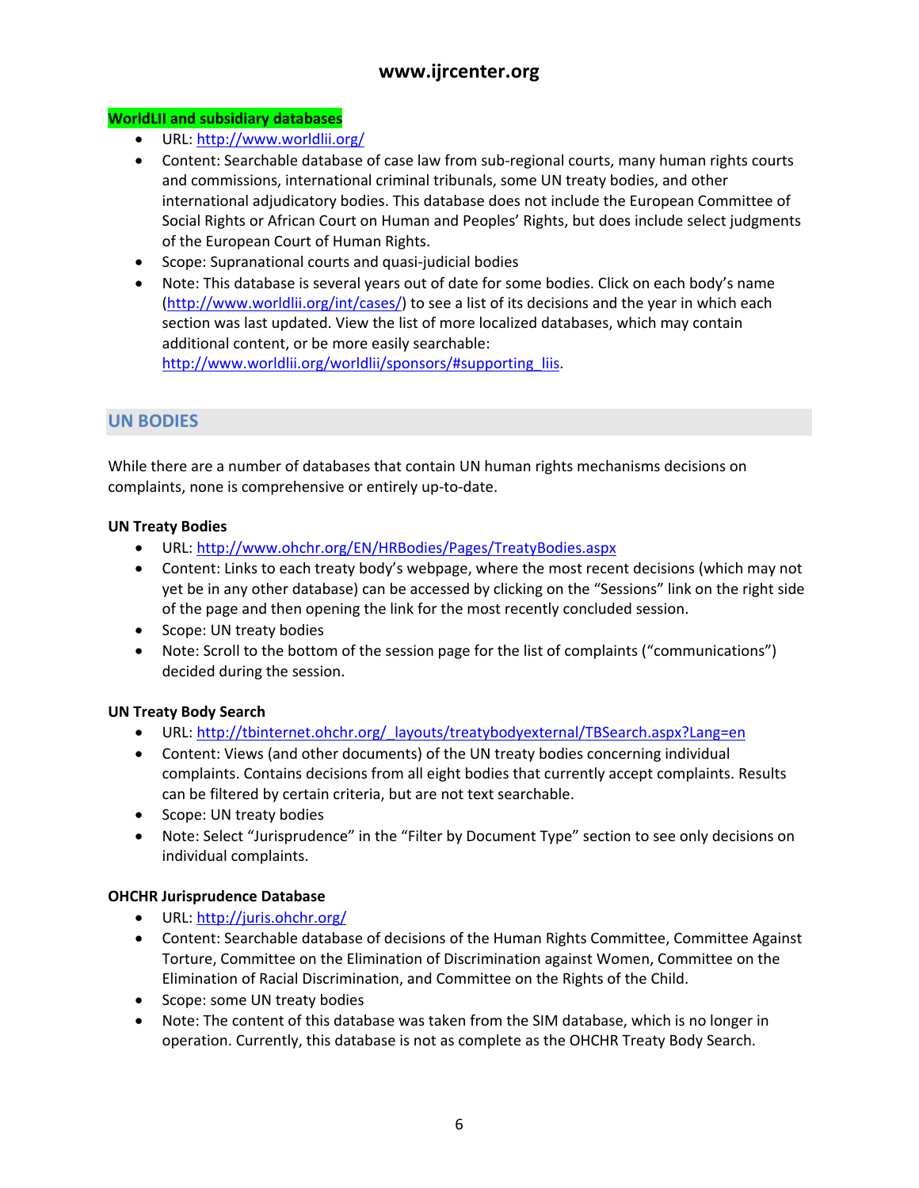**WorldLII and subsidiary databases**

- URL: http://www.worldlii.org/
- Content: Searchable database of case law from sub-regional courts, many human rights courts and commissions, international criminal tribunals, some UN treaty bodies, and other international adjudicatory bodies. This database does not include the European Committee of Social Rights or African Court on Human and Peoples' Rights, but does include select judgments of the European Court of Human Rights.
- Scope: Supranational courts and quasi-judicial bodies
- Note: This database is several years out of date for some bodies. Click on each body's name (http://www.worldlii.org/int/cases/) to see a list of its decisions and the year in which each section was last updated. View the list of more localized databases, which may contain additional content, or be more easily searchable: http://www.worldlii.org/worldlii/sponsors/#supporting_liis.

## UN BODIES

While there are a number of databases that contain UN human rights mechanisms decisions on complaints, none is comprehensive or entirely up-to-date.

**UN Treaty Bodies**

- URL: http://www.ohchr.org/EN/HRBodies/Pages/TreatyBodies.aspx
- Content: Links to each treaty body's webpage, where the most recent decisions (which may not yet be in any other database) can be accessed by clicking on the "Sessions" link on the right side of the page and then opening the link for the most recently concluded session.
- Scope: UN treaty bodies
- Note: Scroll to the bottom of the session page for the list of complaints ("communications") decided during the session.

**UN Treaty Body Search**

- URL: http://tbinternet.ohchr.org/_layouts/treatybodyexternal/TBSearch.aspx?Lang=en
- Content: Views (and other documents) of the UN treaty bodies concerning individual complaints. Contains decisions from all eight bodies that currently accept complaints. Results can be filtered by certain criteria, but are not text searchable.
- Scope: UN treaty bodies
- Note: Select "Jurisprudence" in the "Filter by Document Type" section to see only decisions on individual complaints.

**OHCHR Jurisprudence Database**

- URL: http://juris.ohchr.org/
- Content: Searchable database of decisions of the Human Rights Committee, Committee Against Torture, Committee on the Elimination of Discrimination against Women, Committee on the Elimination of Racial Discrimination, and Committee on the Rights of the Child.
- Scope: some UN treaty bodies
- Note: The content of this database was taken from the SIM database, which is no longer in operation. Currently, this database is not as complete as the OHCHR Treaty Body Search.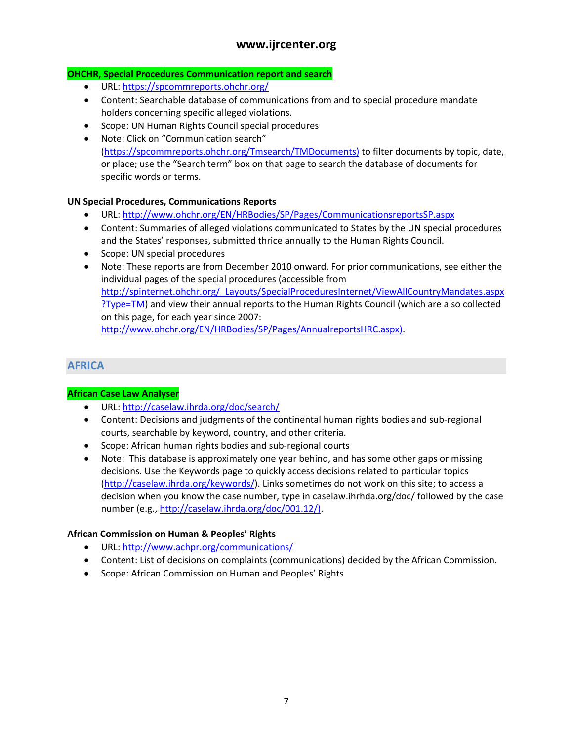**OHCHR, Special Procedures Communication report and search**

- URL: https://spcommreports.ohchr.org/
- Content: Searchable database of communications from and to special procedure mandate holders concerning specific alleged violations.
- Scope: UN Human Rights Council special procedures
- Note: Click on "Communication search" (https://spcommreports.ohchr.org/Tmsearch/TMDocuments) to filter documents by topic, date, or place; use the "Search term" box on that page to search the database of documents for specific words or terms.

**UN Special Procedures, Communications Reports**

- URL: http://www.ohchr.org/EN/HRBodies/SP/Pages/CommunicationsreportsSP.aspx
- Content: Summaries of alleged violations communicated to States by the UN special procedures and the States' responses, submitted thrice annually to the Human Rights Council.
- Scope: UN special procedures
- Note: These reports are from December 2010 onward. For prior communications, see either the individual pages of the special procedures (accessible from http://spinternet.ohchr.org/_Layouts/SpecialProceduresInternet/ViewAllCountryMandates.aspx?Type=TM) and view their annual reports to the Human Rights Council (which are also collected on this page, for each year since 2007: http://www.ohchr.org/EN/HRBodies/SP/Pages/AnnualreportsHRC.aspx).

## AFRICA

**African Case Law Analyser**

- URL: http://caselaw.ihrda.org/doc/search/
- Content: Decisions and judgments of the continental human rights bodies and sub-regional courts, searchable by keyword, country, and other criteria.
- Scope: African human rights bodies and sub-regional courts
- Note: This database is approximately one year behind, and has some other gaps or missing decisions. Use the Keywords page to quickly access decisions related to particular topics (http://caselaw.ihrda.org/keywords/). Links sometimes do not work on this site; to access a decision when you know the case number, type in caselaw.ihrhda.org/doc/ followed by the case number (e.g., http://caselaw.ihrda.org/doc/001.12/).

**African Commission on Human & Peoples' Rights**

- URL: http://www.achpr.org/communications/
- Content: List of decisions on complaints (communications) decided by the African Commission.
- Scope: African Commission on Human and Peoples' Rights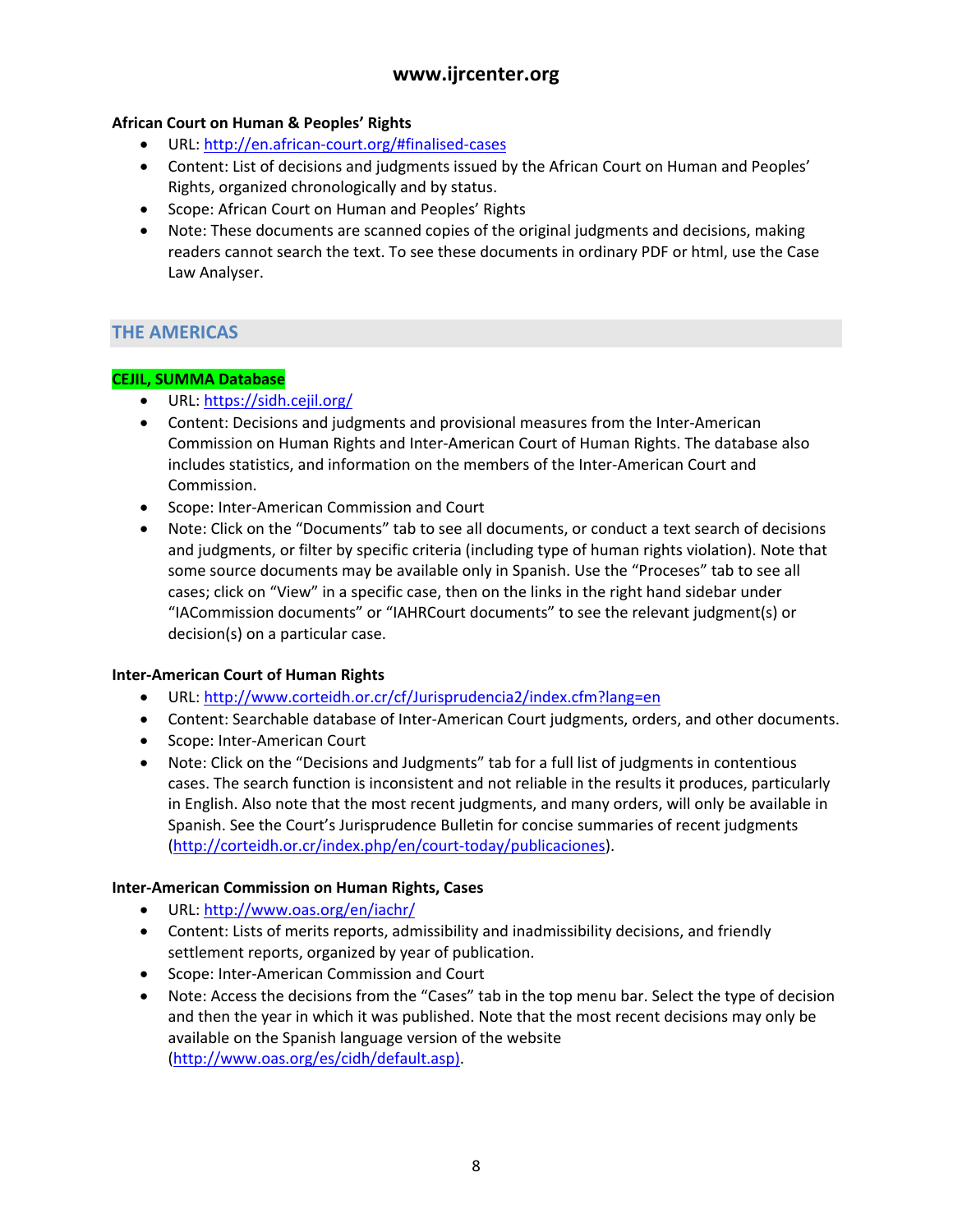**African Court on Human & Peoples' Rights**

- URL: http://en.african-court.org/#finalised-cases
- Content: List of decisions and judgments issued by the African Court on Human and Peoples' Rights, organized chronologically and by status.
- Scope: African Court on Human and Peoples' Rights
- Note: These documents are scanned copies of the original judgments and decisions, making readers cannot search the text. To see these documents in ordinary PDF or html, use the Case Law Analyser.

## THE AMERICAS

**CEJIL, SUMMA Database**

- URL: https://sidh.cejil.org/
- Content: Decisions and judgments and provisional measures from the Inter-American Commission on Human Rights and Inter-American Court of Human Rights. The database also includes statistics, and information on the members of the Inter-American Court and Commission.
- Scope: Inter-American Commission and Court
- Note: Click on the "Documents" tab to see all documents, or conduct a text search of decisions and judgments, or filter by specific criteria (including type of human rights violation). Note that some source documents may be available only in Spanish. Use the "Proceses" tab to see all cases; click on "View" in a specific case, then on the links in the right hand sidebar under "IACommission documents" or "IAHRCourt documents" to see the relevant judgment(s) or decision(s) on a particular case.

**Inter-American Court of Human Rights**

- URL: http://www.corteidh.or.cr/cf/Jurisprudencia2/index.cfm?lang=en
- Content: Searchable database of Inter-American Court judgments, orders, and other documents.
- Scope: Inter-American Court
- Note: Click on the "Decisions and Judgments" tab for a full list of judgments in contentious cases. The search function is inconsistent and not reliable in the results it produces, particularly in English. Also note that the most recent judgments, and many orders, will only be available in Spanish. See the Court's Jurisprudence Bulletin for concise summaries of recent judgments (http://corteidh.or.cr/index.php/en/court-today/publicaciones).

**Inter-American Commission on Human Rights, Cases**

- URL: http://www.oas.org/en/iachr/
- Content: Lists of merits reports, admissibility and inadmissibility decisions, and friendly settlement reports, organized by year of publication.
- Scope: Inter-American Commission and Court
- Note: Access the decisions from the "Cases" tab in the top menu bar. Select the type of decision and then the year in which it was published. Note that the most recent decisions may only be available on the Spanish language version of the website (http://www.oas.org/es/cidh/default.asp).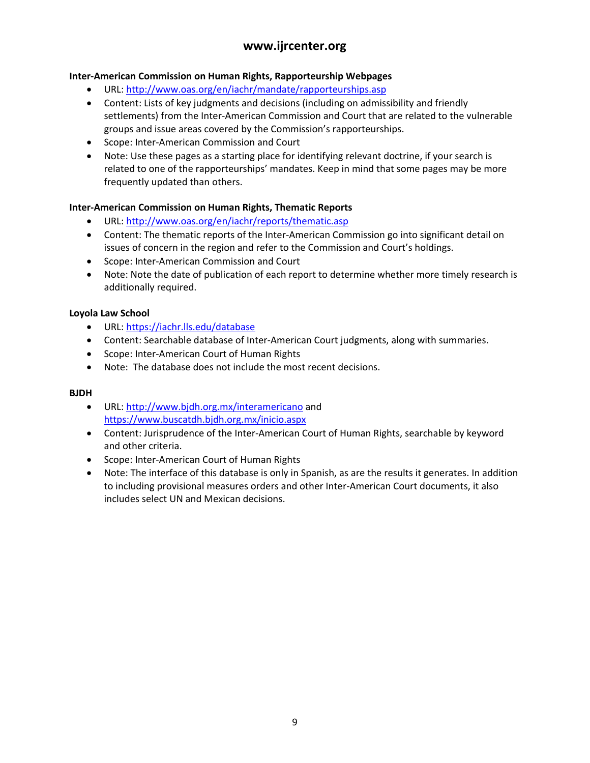**Inter-American Commission on Human Rights, Rapporteurship Webpages**

- URL: http://www.oas.org/en/iachr/mandate/rapporteurships.asp
- Content: Lists of key judgments and decisions (including on admissibility and friendly settlements) from the Inter-American Commission and Court that are related to the vulnerable groups and issue areas covered by the Commission's rapporteurships.
- Scope: Inter-American Commission and Court
- Note: Use these pages as a starting place for identifying relevant doctrine, if your search is related to one of the rapporteurships' mandates. Keep in mind that some pages may be more frequently updated than others.

**Inter-American Commission on Human Rights, Thematic Reports**

- URL: http://www.oas.org/en/iachr/reports/thematic.asp
- Content: The thematic reports of the Inter-American Commission go into significant detail on issues of concern in the region and refer to the Commission and Court's holdings.
- Scope: Inter-American Commission and Court
- Note: Note the date of publication of each report to determine whether more timely research is additionally required.

**Loyola Law School**

- URL: https://iachr.lls.edu/database
- Content: Searchable database of Inter-American Court judgments, along with summaries.
- Scope: Inter-American Court of Human Rights
- Note: The database does not include the most recent decisions.

**BJDH**

- URL: http://www.bjdh.org.mx/interamericano and https://www.buscatdh.bjdh.org.mx/inicio.aspx
- Content: Jurisprudence of the Inter-American Court of Human Rights, searchable by keyword and other criteria.
- Scope: Inter-American Court of Human Rights
- Note: The interface of this database is only in Spanish, as are the results it generates. In addition to including provisional measures orders and other Inter-American Court documents, it also includes select UN and Mexican decisions.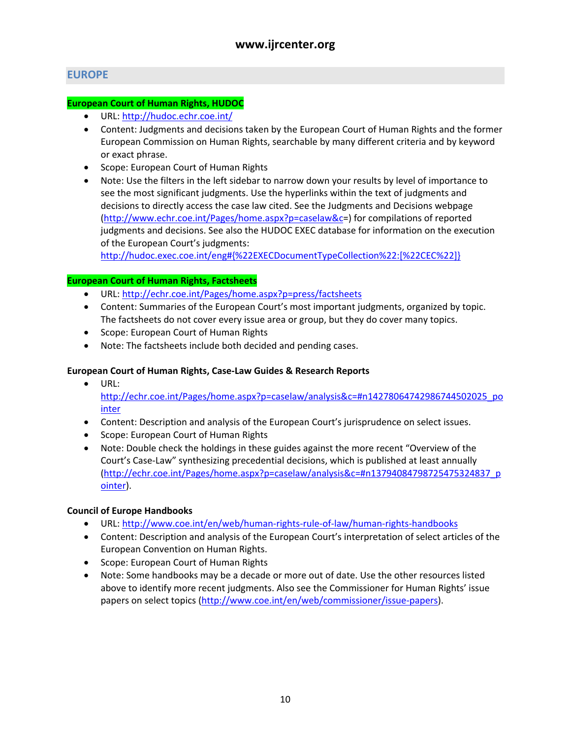## EUROPE

**European Court of Human Rights, HUDOC**

- URL: http://hudoc.echr.coe.int/
- Content: Judgments and decisions taken by the European Court of Human Rights and the former European Commission on Human Rights, searchable by many different criteria and by keyword or exact phrase.
- Scope: European Court of Human Rights
- Note: Use the filters in the left sidebar to narrow down your results by level of importance to see the most significant judgments. Use the hyperlinks within the text of judgments and decisions to directly access the case law cited. See the Judgments and Decisions webpage (http://www.echr.coe.int/Pages/home.aspx?p=caselaw&c=) for compilations of reported judgments and decisions. See also the HUDOC EXEC database for information on the execution of the European Court's judgments: http://hudoc.exec.coe.int/eng#{%22EXECDocumentTypeCollection%22:[%22CEC%22]}

**European Court of Human Rights, Factsheets**

- URL: http://echr.coe.int/Pages/home.aspx?p=press/factsheets
- Content: Summaries of the European Court's most important judgments, organized by topic. The factsheets do not cover every issue area or group, but they do cover many topics.
- Scope: European Court of Human Rights
- Note: The factsheets include both decided and pending cases.

**European Court of Human Rights, Case-Law Guides & Research Reports**

- URL: http://echr.coe.int/Pages/home.aspx?p=caselaw/analysis&c=#n14278064742986744502025_pointer
- Content: Description and analysis of the European Court's jurisprudence on select issues.
- Scope: European Court of Human Rights
- Note: Double check the holdings in these guides against the more recent "Overview of the Court's Case-Law" synthesizing precedential decisions, which is published at least annually (http://echr.coe.int/Pages/home.aspx?p=caselaw/analysis&c=#n13794084798725475324837_pointer).

**Council of Europe Handbooks**

- URL: http://www.coe.int/en/web/human-rights-rule-of-law/human-rights-handbooks
- Content: Description and analysis of the European Court's interpretation of select articles of the European Convention on Human Rights.
- Scope: European Court of Human Rights
- Note: Some handbooks may be a decade or more out of date. Use the other resources listed above to identify more recent judgments. Also see the Commissioner for Human Rights' issue papers on select topics (http://www.coe.int/en/web/commissioner/issue-papers).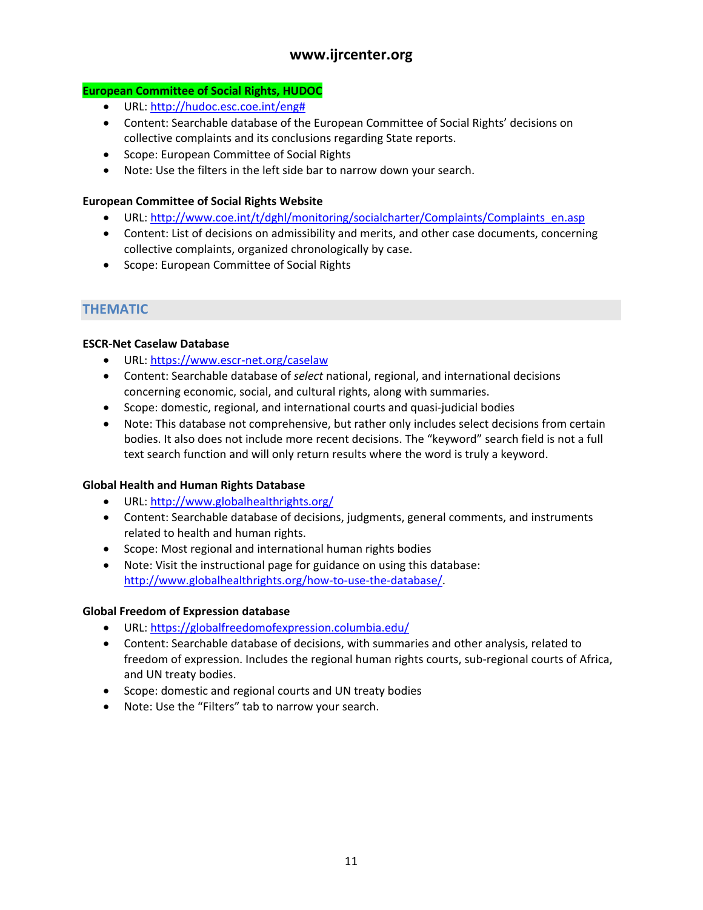**European Committee of Social Rights, HUDOC**

- URL: http://hudoc.esc.coe.int/eng#
- Content: Searchable database of the European Committee of Social Rights' decisions on collective complaints and its conclusions regarding State reports.
- Scope: European Committee of Social Rights
- Note: Use the filters in the left side bar to narrow down your search.

**European Committee of Social Rights Website**

- URL: http://www.coe.int/t/dghl/monitoring/socialcharter/Complaints/Complaints_en.asp
- Content: List of decisions on admissibility and merits, and other case documents, concerning collective complaints, organized chronologically by case.
- Scope: European Committee of Social Rights

## THEMATIC

**ESCR-Net Caselaw Database**

- URL: https://www.escr-net.org/caselaw
- Content: Searchable database of *select* national, regional, and international decisions concerning economic, social, and cultural rights, along with summaries.
- Scope: domestic, regional, and international courts and quasi-judicial bodies
- Note: This database not comprehensive, but rather only includes select decisions from certain bodies. It also does not include more recent decisions. The "keyword" search field is not a full text search function and will only return results where the word is truly a keyword.

**Global Health and Human Rights Database**

- URL: http://www.globalhealthrights.org/
- Content: Searchable database of decisions, judgments, general comments, and instruments related to health and human rights.
- Scope: Most regional and international human rights bodies
- Note: Visit the instructional page for guidance on using this database: http://www.globalhealthrights.org/how-to-use-the-database/.

**Global Freedom of Expression database**

- URL: https://globalfreedomofexpression.columbia.edu/
- Content: Searchable database of decisions, with summaries and other analysis, related to freedom of expression. Includes the regional human rights courts, sub-regional courts of Africa, and UN treaty bodies.
- Scope: domestic and regional courts and UN treaty bodies
- Note: Use the "Filters" tab to narrow your search.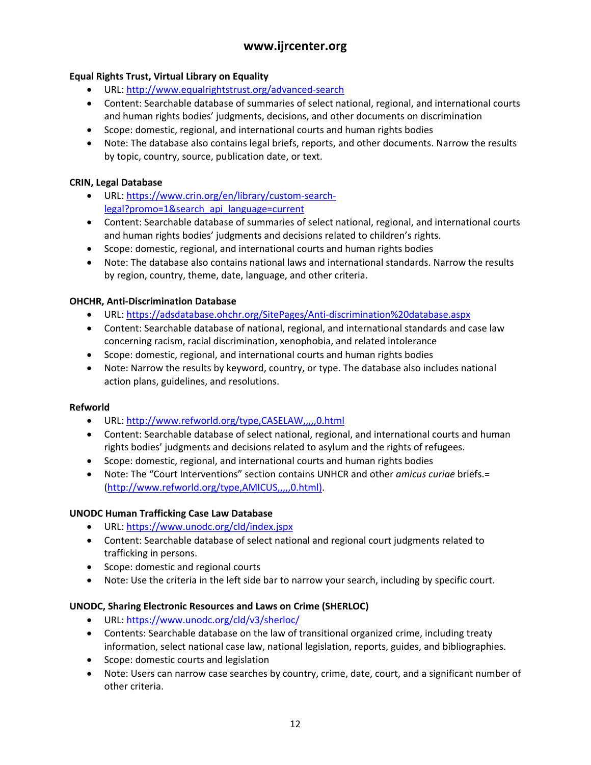**Equal Rights Trust, Virtual Library on Equality**

- URL: http://www.equalrightstrust.org/advanced-search
- Content: Searchable database of summaries of select national, regional, and international courts and human rights bodies' judgments, decisions, and other documents on discrimination
- Scope: domestic, regional, and international courts and human rights bodies
- Note: The database also contains legal briefs, reports, and other documents. Narrow the results by topic, country, source, publication date, or text.

**CRIN, Legal Database**

- URL: https://www.crin.org/en/library/custom-search-legal?promo=1&search_api_language=current
- Content: Searchable database of summaries of select national, regional, and international courts and human rights bodies' judgments and decisions related to children's rights.
- Scope: domestic, regional, and international courts and human rights bodies
- Note: The database also contains national laws and international standards. Narrow the results by region, country, theme, date, language, and other criteria.

**OHCHR, Anti-Discrimination Database**

- URL: https://adsdatabase.ohchr.org/SitePages/Anti-discrimination%20database.aspx
- Content: Searchable database of national, regional, and international standards and case law concerning racism, racial discrimination, xenophobia, and related intolerance
- Scope: domestic, regional, and international courts and human rights bodies
- Note: Narrow the results by keyword, country, or type. The database also includes national action plans, guidelines, and resolutions.

**Refworld**

- URL: http://www.refworld.org/type,CASELAW,,,,,0.html
- Content: Searchable database of select national, regional, and international courts and human rights bodies' judgments and decisions related to asylum and the rights of refugees.
- Scope: domestic, regional, and international courts and human rights bodies
- Note: The "Court Interventions" section contains UNHCR and other *amicus curiae* briefs.= (http://www.refworld.org/type,AMICUS,,,,,0.html).

**UNODC Human Trafficking Case Law Database**

- URL: https://www.unodc.org/cld/index.jspx
- Content: Searchable database of select national and regional court judgments related to trafficking in persons.
- Scope: domestic and regional courts
- Note: Use the criteria in the left side bar to narrow your search, including by specific court.

**UNODC, Sharing Electronic Resources and Laws on Crime (SHERLOC)**

- URL: https://www.unodc.org/cld/v3/sherloc/
- Contents: Searchable database on the law of transitional organized crime, including treaty information, select national case law, national legislation, reports, guides, and bibliographies.
- Scope: domestic courts and legislation
- Note: Users can narrow case searches by country, crime, date, court, and a significant number of other criteria.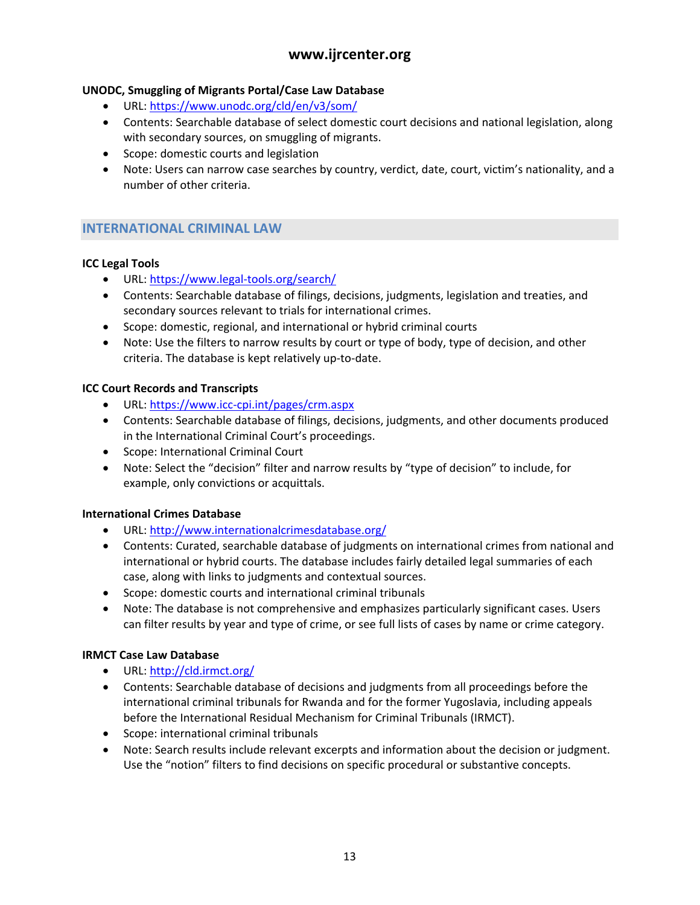**UNODC, Smuggling of Migrants Portal/Case Law Database**

- URL: [https://www.unodc.org/cld/en/v3/som/](https://www.unodc.org/cld/en/v3/som/)
- Contents: Searchable database of select domestic court decisions and national legislation, along with secondary sources, on smuggling of migrants.
- Scope: domestic courts and legislation
- Note: Users can narrow case searches by country, verdict, date, court, victim's nationality, and a number of other criteria.

## INTERNATIONAL CRIMINAL LAW

**ICC Legal Tools**

- URL: [https://www.legal-tools.org/search/](https://www.legal-tools.org/search/)
- Contents: Searchable database of filings, decisions, judgments, legislation and treaties, and secondary sources relevant to trials for international crimes.
- Scope: domestic, regional, and international or hybrid criminal courts
- Note: Use the filters to narrow results by court or type of body, type of decision, and other criteria. The database is kept relatively up-to-date.

**ICC Court Records and Transcripts**

- URL: [https://www.icc-cpi.int/pages/crm.aspx](https://www.icc-cpi.int/pages/crm.aspx)
- Contents: Searchable database of filings, decisions, judgments, and other documents produced in the International Criminal Court's proceedings.
- Scope: International Criminal Court
- Note: Select the "decision" filter and narrow results by "type of decision" to include, for example, only convictions or acquittals.

**International Crimes Database**

- URL: [http://www.internationalcrimesdatabase.org/](http://www.internationalcrimesdatabase.org/)
- Contents: Curated, searchable database of judgments on international crimes from national and international or hybrid courts. The database includes fairly detailed legal summaries of each case, along with links to judgments and contextual sources.
- Scope: domestic courts and international criminal tribunals
- Note: The database is not comprehensive and emphasizes particularly significant cases. Users can filter results by year and type of crime, or see full lists of cases by name or crime category.

**IRMCT Case Law Database**

- URL: [http://cld.irmct.org/](http://cld.irmct.org/)
- Contents: Searchable database of decisions and judgments from all proceedings before the international criminal tribunals for Rwanda and for the former Yugoslavia, including appeals before the International Residual Mechanism for Criminal Tribunals (IRMCT).
- Scope: international criminal tribunals
- Note: Search results include relevant excerpts and information about the decision or judgment. Use the "notion" filters to find decisions on specific procedural or substantive concepts.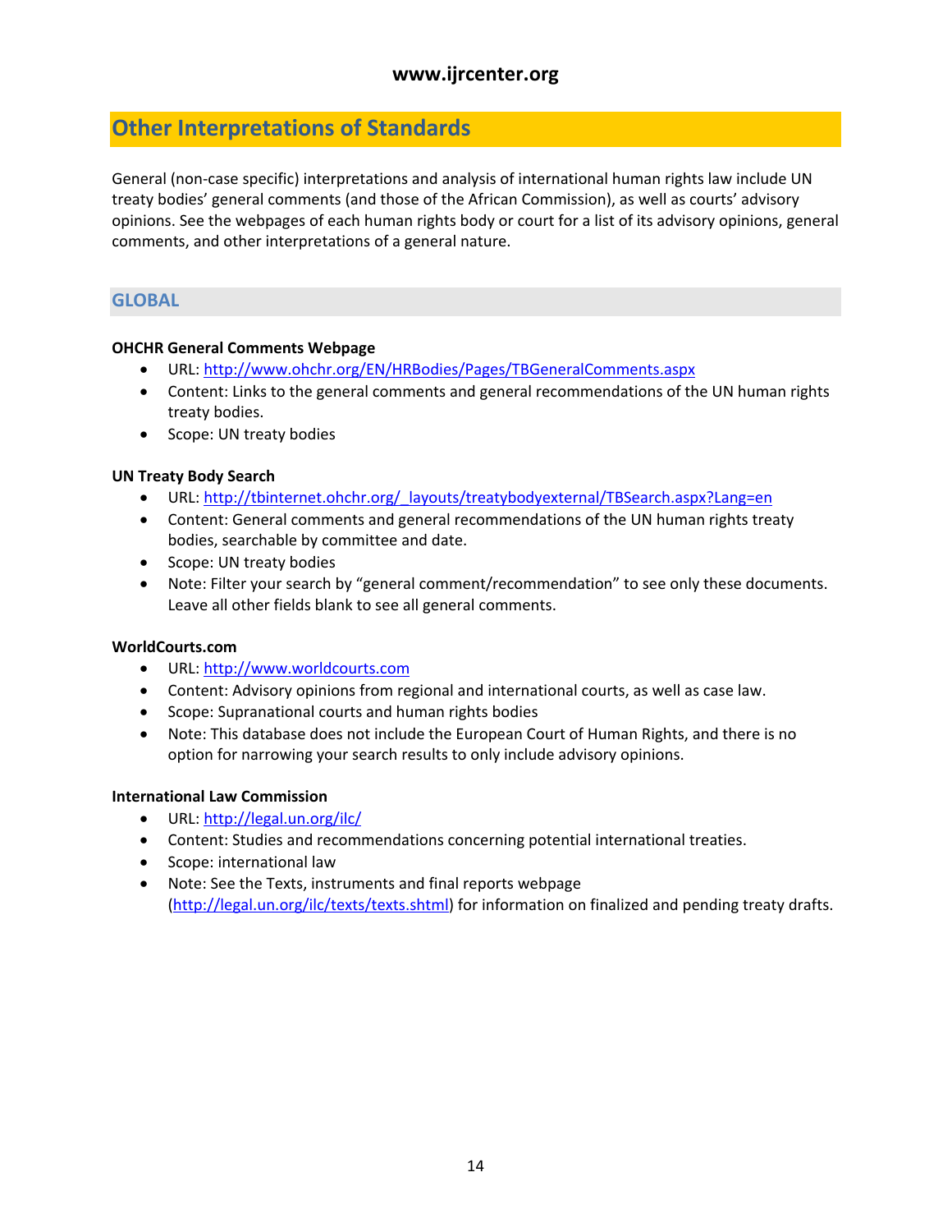## Other Interpretations of Standards

General (non-case specific) interpretations and analysis of international human rights law include UN treaty bodies' general comments (and those of the African Commission), as well as courts' advisory opinions. See the webpages of each human rights body or court for a list of its advisory opinions, general comments, and other interpretations of a general nature.

### GLOBAL

**OHCHR General Comments Webpage**

- URL: http://www.ohchr.org/EN/HRBodies/Pages/TBGeneralComments.aspx
- Content: Links to the general comments and general recommendations of the UN human rights treaty bodies.
- Scope: UN treaty bodies

**UN Treaty Body Search**

- URL: http://tbinternet.ohchr.org/_layouts/treatybodyexternal/TBSearch.aspx?Lang=en
- Content: General comments and general recommendations of the UN human rights treaty bodies, searchable by committee and date.
- Scope: UN treaty bodies
- Note: Filter your search by "general comment/recommendation" to see only these documents. Leave all other fields blank to see all general comments.

**WorldCourts.com**

- URL: http://www.worldcourts.com
- Content: Advisory opinions from regional and international courts, as well as case law.
- Scope: Supranational courts and human rights bodies
- Note: This database does not include the European Court of Human Rights, and there is no option for narrowing your search results to only include advisory opinions.

**International Law Commission**

- URL: http://legal.un.org/ilc/
- Content: Studies and recommendations concerning potential international treaties.
- Scope: international law
- Note: See the Texts, instruments and final reports webpage (http://legal.un.org/ilc/texts/texts.shtml) for information on finalized and pending treaty drafts.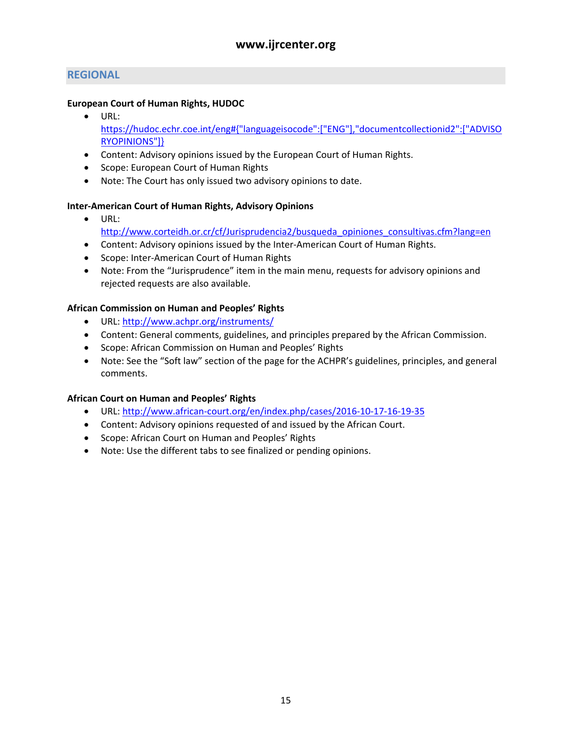## REGIONAL

**European Court of Human Rights, HUDOC**

- URL: https://hudoc.echr.coe.int/eng#{"languageisocode":["ENG"],"documentcollectionid2":["ADVISORYOPINIONS"]}
- Content: Advisory opinions issued by the European Court of Human Rights.
- Scope: European Court of Human Rights
- Note: The Court has only issued two advisory opinions to date.

**Inter-American Court of Human Rights, Advisory Opinions**

- URL: http://www.corteidh.or.cr/cf/Jurisprudencia2/busqueda_opiniones_consultivas.cfm?lang=en
- Content: Advisory opinions issued by the Inter-American Court of Human Rights.
- Scope: Inter-American Court of Human Rights
- Note: From the "Jurisprudence" item in the main menu, requests for advisory opinions and rejected requests are also available.

**African Commission on Human and Peoples' Rights**

- URL: http://www.achpr.org/instruments/
- Content: General comments, guidelines, and principles prepared by the African Commission.
- Scope: African Commission on Human and Peoples' Rights
- Note: See the "Soft law" section of the page for the ACHPR's guidelines, principles, and general comments.

**African Court on Human and Peoples' Rights**

- URL: http://www.african-court.org/en/index.php/cases/2016-10-17-16-19-35
- Content: Advisory opinions requested of and issued by the African Court.
- Scope: African Court on Human and Peoples' Rights
- Note: Use the different tabs to see finalized or pending opinions.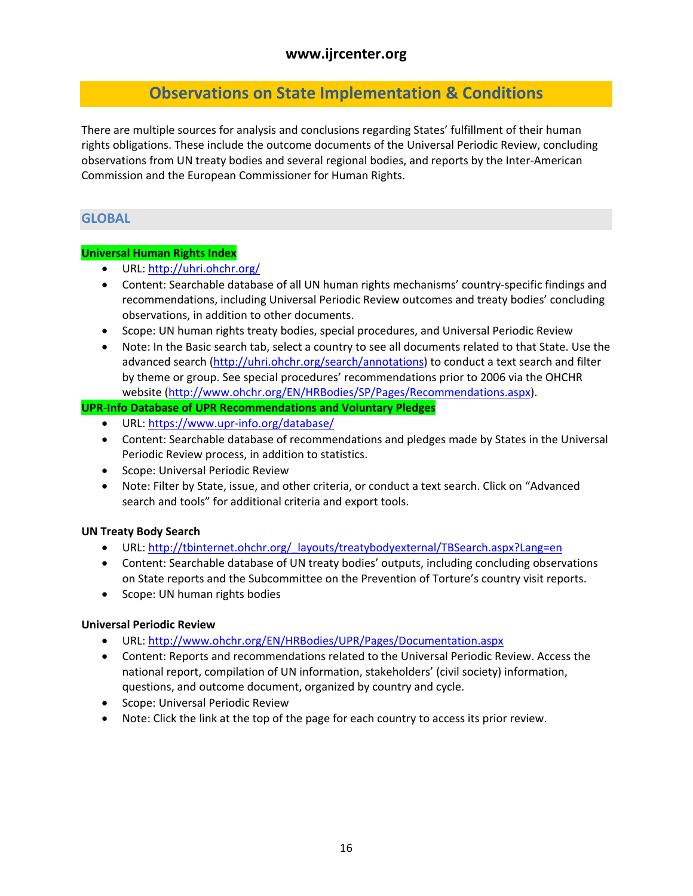## Observations on State Implementation & Conditions

There are multiple sources for analysis and conclusions regarding States' fulfillment of their human rights obligations. These include the outcome documents of the Universal Periodic Review, concluding observations from UN treaty bodies and several regional bodies, and reports by the Inter-American Commission and the European Commissioner for Human Rights.

### GLOBAL

**Universal Human Rights Index**

- URL: http://uhri.ohchr.org/
- Content: Searchable database of all UN human rights mechanisms' country-specific findings and recommendations, including Universal Periodic Review outcomes and treaty bodies' concluding observations, in addition to other documents.
- Scope: UN human rights treaty bodies, special procedures, and Universal Periodic Review
- Note: In the Basic search tab, select a country to see all documents related to that State. Use the advanced search (http://uhri.ohchr.org/search/annotations) to conduct a text search and filter by theme or group. See special procedures' recommendations prior to 2006 via the OHCHR website (http://www.ohchr.org/EN/HRBodies/SP/Pages/Recommendations.aspx).

**UPR-Info Database of UPR Recommendations and Voluntary Pledges**

- URL: https://www.upr-info.org/database/
- Content: Searchable database of recommendations and pledges made by States in the Universal Periodic Review process, in addition to statistics.
- Scope: Universal Periodic Review
- Note: Filter by State, issue, and other criteria, or conduct a text search. Click on "Advanced search and tools" for additional criteria and export tools.

**UN Treaty Body Search**

- URL: http://tbinternet.ohchr.org/_layouts/treatybodyexternal/TBSearch.aspx?Lang=en
- Content: Searchable database of UN treaty bodies' outputs, including concluding observations on State reports and the Subcommittee on the Prevention of Torture's country visit reports.
- Scope: UN human rights bodies

**Universal Periodic Review**

- URL: http://www.ohchr.org/EN/HRBodies/UPR/Pages/Documentation.aspx
- Content: Reports and recommendations related to the Universal Periodic Review. Access the national report, compilation of UN information, stakeholders' (civil society) information, questions, and outcome document, organized by country and cycle.
- Scope: Universal Periodic Review
- Note: Click the link at the top of the page for each country to access its prior review.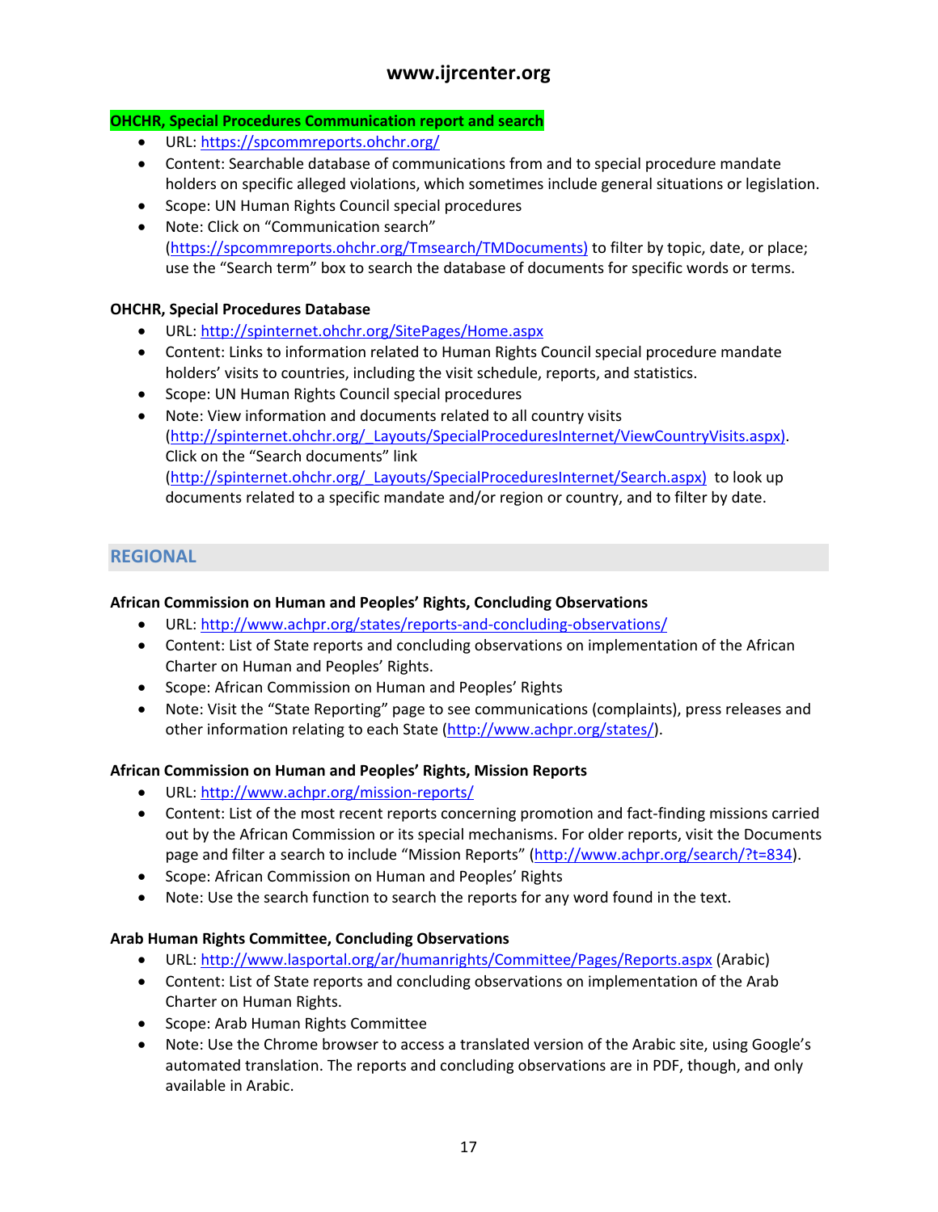**OHCHR, Special Procedures Communication report and search**

- URL: https://spcommreports.ohchr.org/
- Content: Searchable database of communications from and to special procedure mandate holders on specific alleged violations, which sometimes include general situations or legislation.
- Scope: UN Human Rights Council special procedures
- Note: Click on "Communication search" (https://spcommreports.ohchr.org/Tmsearch/TMDocuments) to filter by topic, date, or place; use the "Search term" box to search the database of documents for specific words or terms.

**OHCHR, Special Procedures Database**

- URL: http://spinternet.ohchr.org/SitePages/Home.aspx
- Content: Links to information related to Human Rights Council special procedure mandate holders' visits to countries, including the visit schedule, reports, and statistics.
- Scope: UN Human Rights Council special procedures
- Note: View information and documents related to all country visits (http://spinternet.ohchr.org/_Layouts/SpecialProceduresInternet/ViewCountryVisits.aspx). Click on the "Search documents" link (http://spinternet.ohchr.org/_Layouts/SpecialProceduresInternet/Search.aspx) to look up documents related to a specific mandate and/or region or country, and to filter by date.

## REGIONAL

**African Commission on Human and Peoples' Rights, Concluding Observations**

- URL: http://www.achpr.org/states/reports-and-concluding-observations/
- Content: List of State reports and concluding observations on implementation of the African Charter on Human and Peoples' Rights.
- Scope: African Commission on Human and Peoples' Rights
- Note: Visit the "State Reporting" page to see communications (complaints), press releases and other information relating to each State (http://www.achpr.org/states/).

**African Commission on Human and Peoples' Rights, Mission Reports**

- URL: http://www.achpr.org/mission-reports/
- Content: List of the most recent reports concerning promotion and fact-finding missions carried out by the African Commission or its special mechanisms. For older reports, visit the Documents page and filter a search to include "Mission Reports" (http://www.achpr.org/search/?t=834).
- Scope: African Commission on Human and Peoples' Rights
- Note: Use the search function to search the reports for any word found in the text.

**Arab Human Rights Committee, Concluding Observations**

- URL: http://www.lasportal.org/ar/humanrights/Committee/Pages/Reports.aspx (Arabic)
- Content: List of State reports and concluding observations on implementation of the Arab Charter on Human Rights.
- Scope: Arab Human Rights Committee
- Note: Use the Chrome browser to access a translated version of the Arabic site, using Google's automated translation. The reports and concluding observations are in PDF, though, and only available in Arabic.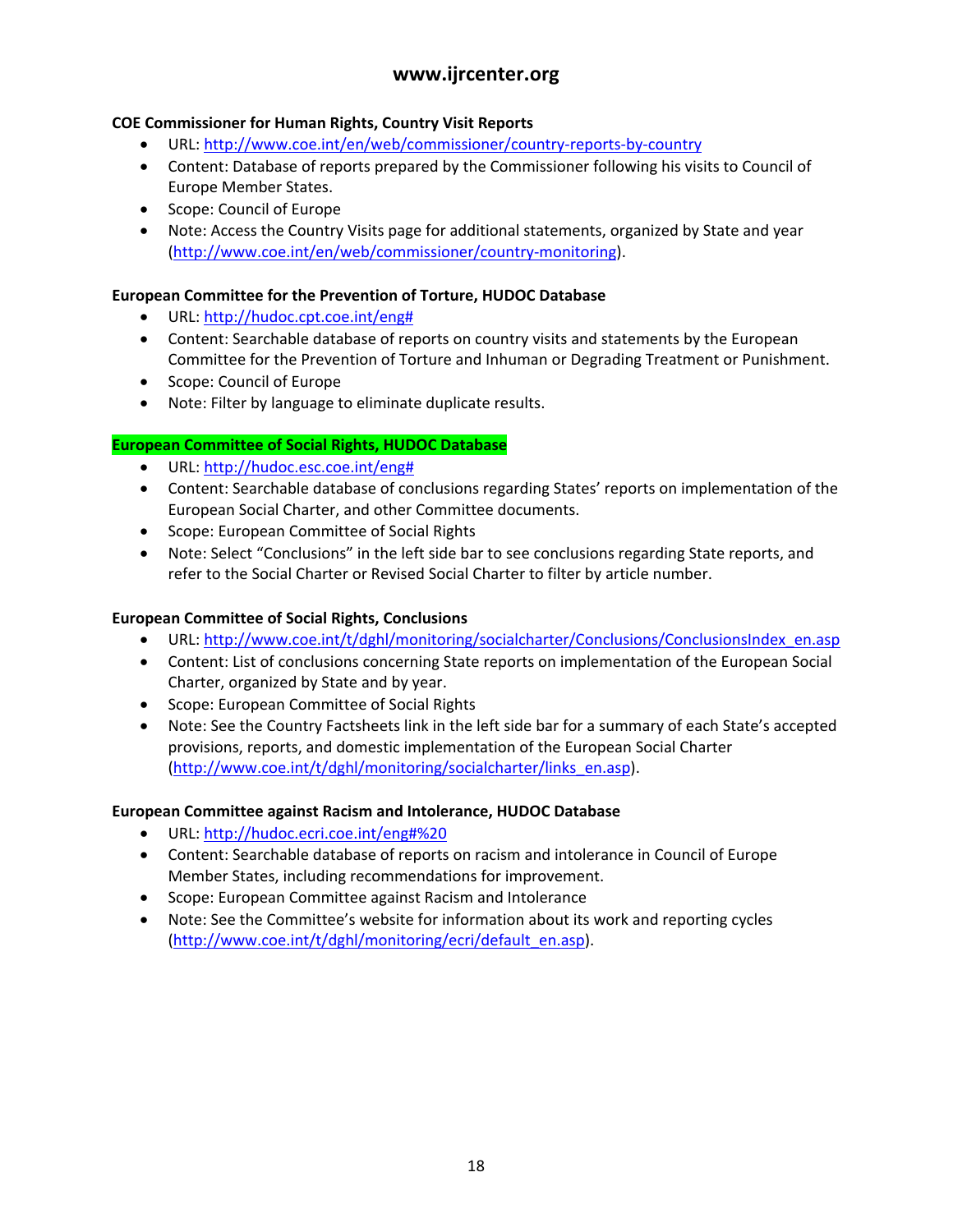**COE Commissioner for Human Rights, Country Visit Reports**

- URL: http://www.coe.int/en/web/commissioner/country-reports-by-country
- Content: Database of reports prepared by the Commissioner following his visits to Council of Europe Member States.
- Scope: Council of Europe
- Note: Access the Country Visits page for additional statements, organized by State and year (http://www.coe.int/en/web/commissioner/country-monitoring).

**European Committee for the Prevention of Torture, HUDOC Database**

- URL: http://hudoc.cpt.coe.int/eng#
- Content: Searchable database of reports on country visits and statements by the European Committee for the Prevention of Torture and Inhuman or Degrading Treatment or Punishment.
- Scope: Council of Europe
- Note: Filter by language to eliminate duplicate results.

**European Committee of Social Rights, HUDOC Database**

- URL: http://hudoc.esc.coe.int/eng#
- Content: Searchable database of conclusions regarding States' reports on implementation of the European Social Charter, and other Committee documents.
- Scope: European Committee of Social Rights
- Note: Select "Conclusions" in the left side bar to see conclusions regarding State reports, and refer to the Social Charter or Revised Social Charter to filter by article number.

**European Committee of Social Rights, Conclusions**

- URL: http://www.coe.int/t/dghl/monitoring/socialcharter/Conclusions/ConclusionsIndex_en.asp
- Content: List of conclusions concerning State reports on implementation of the European Social Charter, organized by State and by year.
- Scope: European Committee of Social Rights
- Note: See the Country Factsheets link in the left side bar for a summary of each State's accepted provisions, reports, and domestic implementation of the European Social Charter (http://www.coe.int/t/dghl/monitoring/socialcharter/links_en.asp).

**European Committee against Racism and Intolerance, HUDOC Database**

- URL: http://hudoc.ecri.coe.int/eng#%20
- Content: Searchable database of reports on racism and intolerance in Council of Europe Member States, including recommendations for improvement.
- Scope: European Committee against Racism and Intolerance
- Note: See the Committee's website for information about its work and reporting cycles (http://www.coe.int/t/dghl/monitoring/ecri/default_en.asp).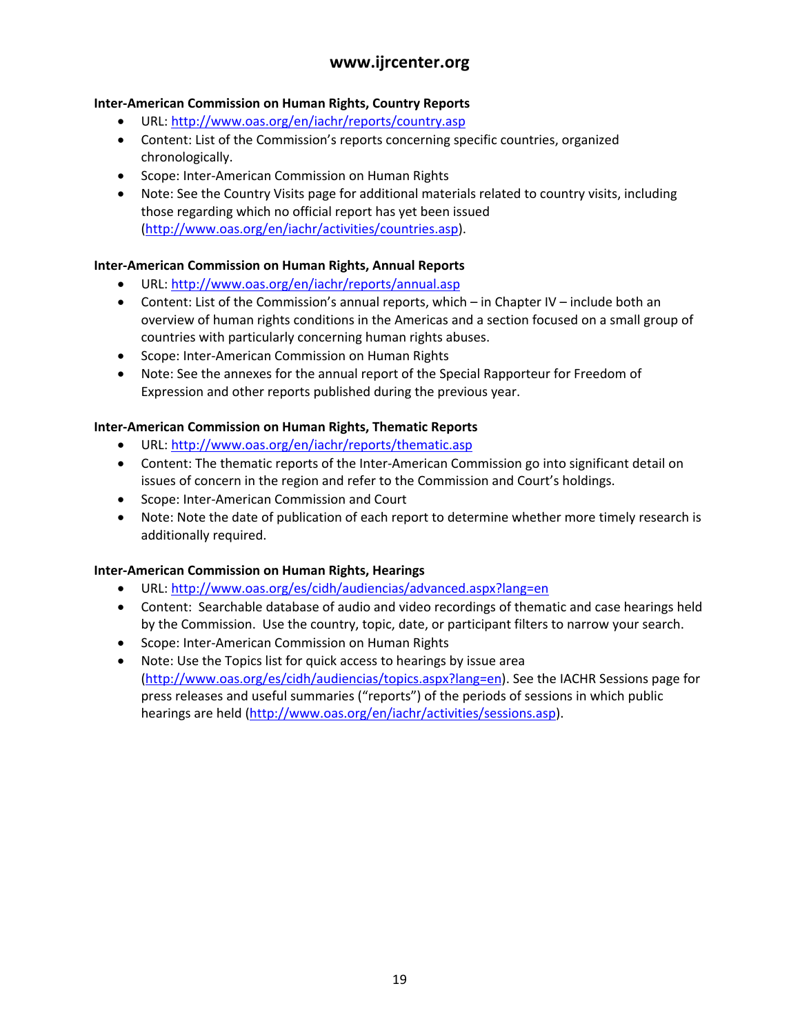**Inter-American Commission on Human Rights, Country Reports**

- URL: http://www.oas.org/en/iachr/reports/country.asp
- Content: List of the Commission's reports concerning specific countries, organized chronologically.
- Scope: Inter-American Commission on Human Rights
- Note: See the Country Visits page for additional materials related to country visits, including those regarding which no official report has yet been issued (http://www.oas.org/en/iachr/activities/countries.asp).

**Inter-American Commission on Human Rights, Annual Reports**

- URL: http://www.oas.org/en/iachr/reports/annual.asp
- Content: List of the Commission's annual reports, which – in Chapter IV – include both an overview of human rights conditions in the Americas and a section focused on a small group of countries with particularly concerning human rights abuses.
- Scope: Inter-American Commission on Human Rights
- Note: See the annexes for the annual report of the Special Rapporteur for Freedom of Expression and other reports published during the previous year.

**Inter-American Commission on Human Rights, Thematic Reports**

- URL: http://www.oas.org/en/iachr/reports/thematic.asp
- Content: The thematic reports of the Inter-American Commission go into significant detail on issues of concern in the region and refer to the Commission and Court's holdings.
- Scope: Inter-American Commission and Court
- Note: Note the date of publication of each report to determine whether more timely research is additionally required.

**Inter-American Commission on Human Rights, Hearings**

- URL: http://www.oas.org/es/cidh/audiencias/advanced.aspx?lang=en
- Content: Searchable database of audio and video recordings of thematic and case hearings held by the Commission. Use the country, topic, date, or participant filters to narrow your search.
- Scope: Inter-American Commission on Human Rights
- Note: Use the Topics list for quick access to hearings by issue area (http://www.oas.org/es/cidh/audiencias/topics.aspx?lang=en). See the IACHR Sessions page for press releases and useful summaries ("reports") of the periods of sessions in which public hearings are held (http://www.oas.org/en/iachr/activities/sessions.asp).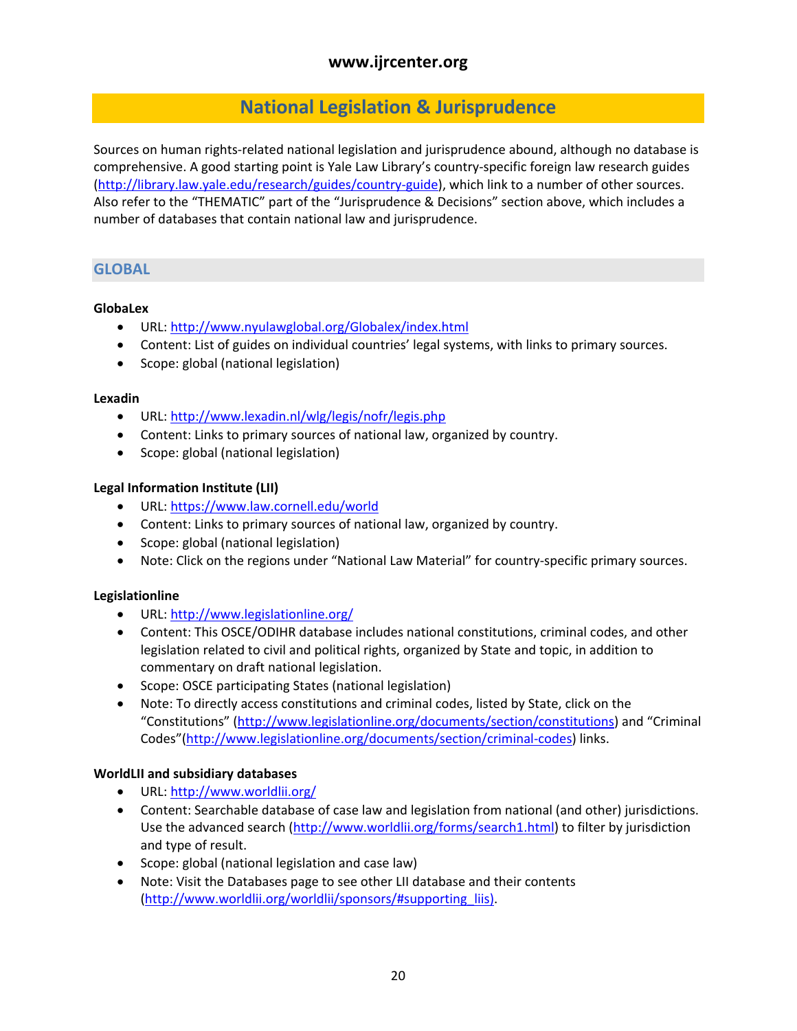# National Legislation & Jurisprudence

Sources on human rights-related national legislation and jurisprudence abound, although no database is comprehensive. A good starting point is Yale Law Library's country-specific foreign law research guides (http://library.law.yale.edu/research/guides/country-guide), which link to a number of other sources. Also refer to the "THEMATIC" part of the "Jurisprudence & Decisions" section above, which includes a number of databases that contain national law and jurisprudence.

## GLOBAL

**GlobaLex**

- URL: http://www.nyulawglobal.org/Globalex/index.html
- Content: List of guides on individual countries' legal systems, with links to primary sources.
- Scope: global (national legislation)

**Lexadin**

- URL: http://www.lexadin.nl/wlg/legis/nofr/legis.php
- Content: Links to primary sources of national law, organized by country.
- Scope: global (national legislation)

**Legal Information Institute (LII)**

- URL: https://www.law.cornell.edu/world
- Content: Links to primary sources of national law, organized by country.
- Scope: global (national legislation)
- Note: Click on the regions under "National Law Material" for country-specific primary sources.

**Legislationline**

- URL: http://www.legislationline.org/
- Content: This OSCE/ODIHR database includes national constitutions, criminal codes, and other legislation related to civil and political rights, organized by State and topic, in addition to commentary on draft national legislation.
- Scope: OSCE participating States (national legislation)
- Note: To directly access constitutions and criminal codes, listed by State, click on the "Constitutions" (http://www.legislationline.org/documents/section/constitutions) and "Criminal Codes"(http://www.legislationline.org/documents/section/criminal-codes) links.

**WorldLII and subsidiary databases**

- URL: http://www.worldlii.org/
- Content: Searchable database of case law and legislation from national (and other) jurisdictions. Use the advanced search (http://www.worldlii.org/forms/search1.html) to filter by jurisdiction and type of result.
- Scope: global (national legislation and case law)
- Note: Visit the Databases page to see other LII database and their contents (http://www.worldlii.org/worldlii/sponsors/#supporting_liis).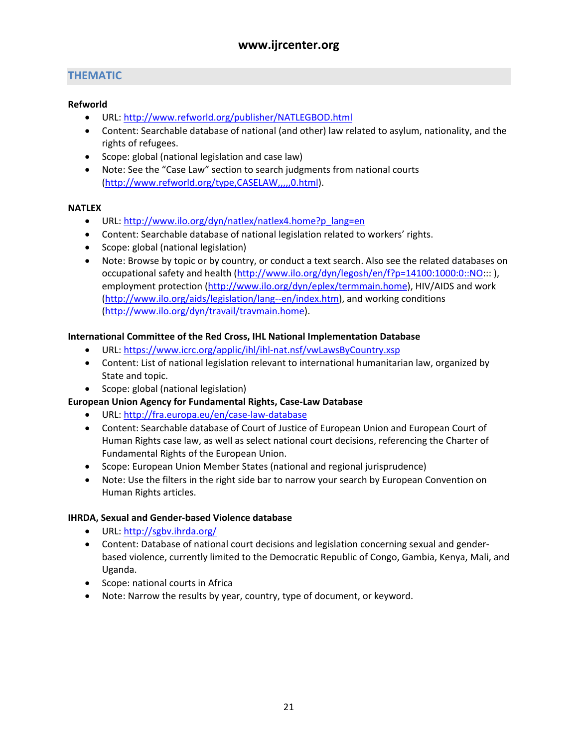## THEMATIC

**Refworld**

- URL: http://www.refworld.org/publisher/NATLEGBOD.html
- Content: Searchable database of national (and other) law related to asylum, nationality, and the rights of refugees.
- Scope: global (national legislation and case law)
- Note: See the "Case Law" section to search judgments from national courts (http://www.refworld.org/type,CASELAW,,,,,0.html).

**NATLEX**

- URL: http://www.ilo.org/dyn/natlex/natlex4.home?p_lang=en
- Content: Searchable database of national legislation related to workers' rights.
- Scope: global (national legislation)
- Note: Browse by topic or by country, or conduct a text search. Also see the related databases on occupational safety and health (http://www.ilo.org/dyn/legosh/en/f?p=14100:1000:0::NO::: ), employment protection (http://www.ilo.org/dyn/eplex/termmain.home), HIV/AIDS and work (http://www.ilo.org/aids/legislation/lang--en/index.htm), and working conditions (http://www.ilo.org/dyn/travail/travmain.home).

**International Committee of the Red Cross, IHL National Implementation Database**

- URL: https://www.icrc.org/applic/ihl/ihl-nat.nsf/vwLawsByCountry.xsp
- Content: List of national legislation relevant to international humanitarian law, organized by State and topic.
- Scope: global (national legislation)

**European Union Agency for Fundamental Rights, Case-Law Database**

- URL: http://fra.europa.eu/en/case-law-database
- Content: Searchable database of Court of Justice of European Union and European Court of Human Rights case law, as well as select national court decisions, referencing the Charter of Fundamental Rights of the European Union.
- Scope: European Union Member States (national and regional jurisprudence)
- Note: Use the filters in the right side bar to narrow your search by European Convention on Human Rights articles.

**IHRDA, Sexual and Gender-based Violence database**

- URL: http://sgbv.ihrda.org/
- Content: Database of national court decisions and legislation concerning sexual and gender-based violence, currently limited to the Democratic Republic of Congo, Gambia, Kenya, Mali, and Uganda.
- Scope: national courts in Africa
- Note: Narrow the results by year, country, type of document, or keyword.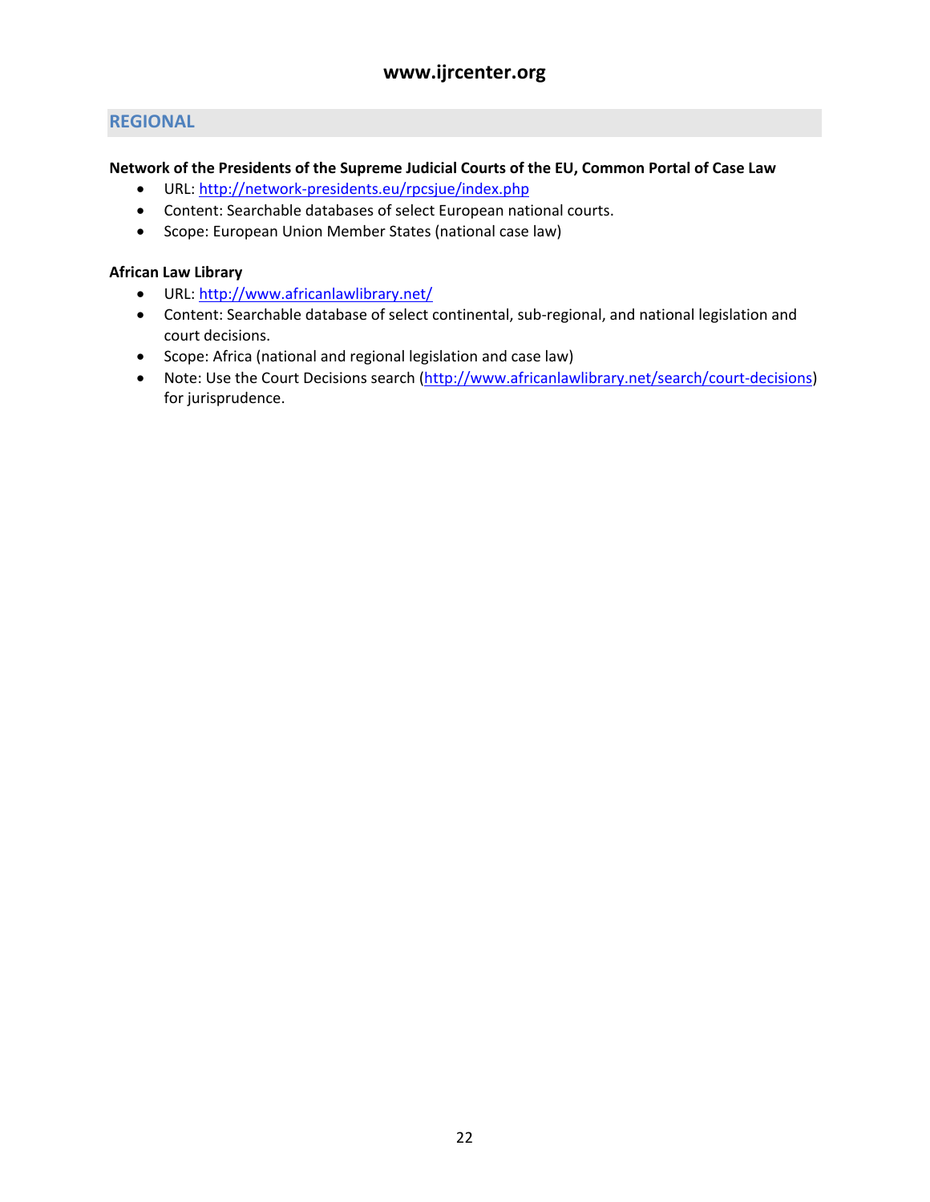## REGIONAL

**Network of the Presidents of the Supreme Judicial Courts of the EU, Common Portal of Case Law**

- URL: http://network-presidents.eu/rpcsjue/index.php
- Content: Searchable databases of select European national courts.
- Scope: European Union Member States (national case law)

**African Law Library**

- URL: http://www.africanlawlibrary.net/
- Content: Searchable database of select continental, sub-regional, and national legislation and court decisions.
- Scope: Africa (national and regional legislation and case law)
- Note: Use the Court Decisions search (http://www.africanlawlibrary.net/search/court-decisions) for jurisprudence.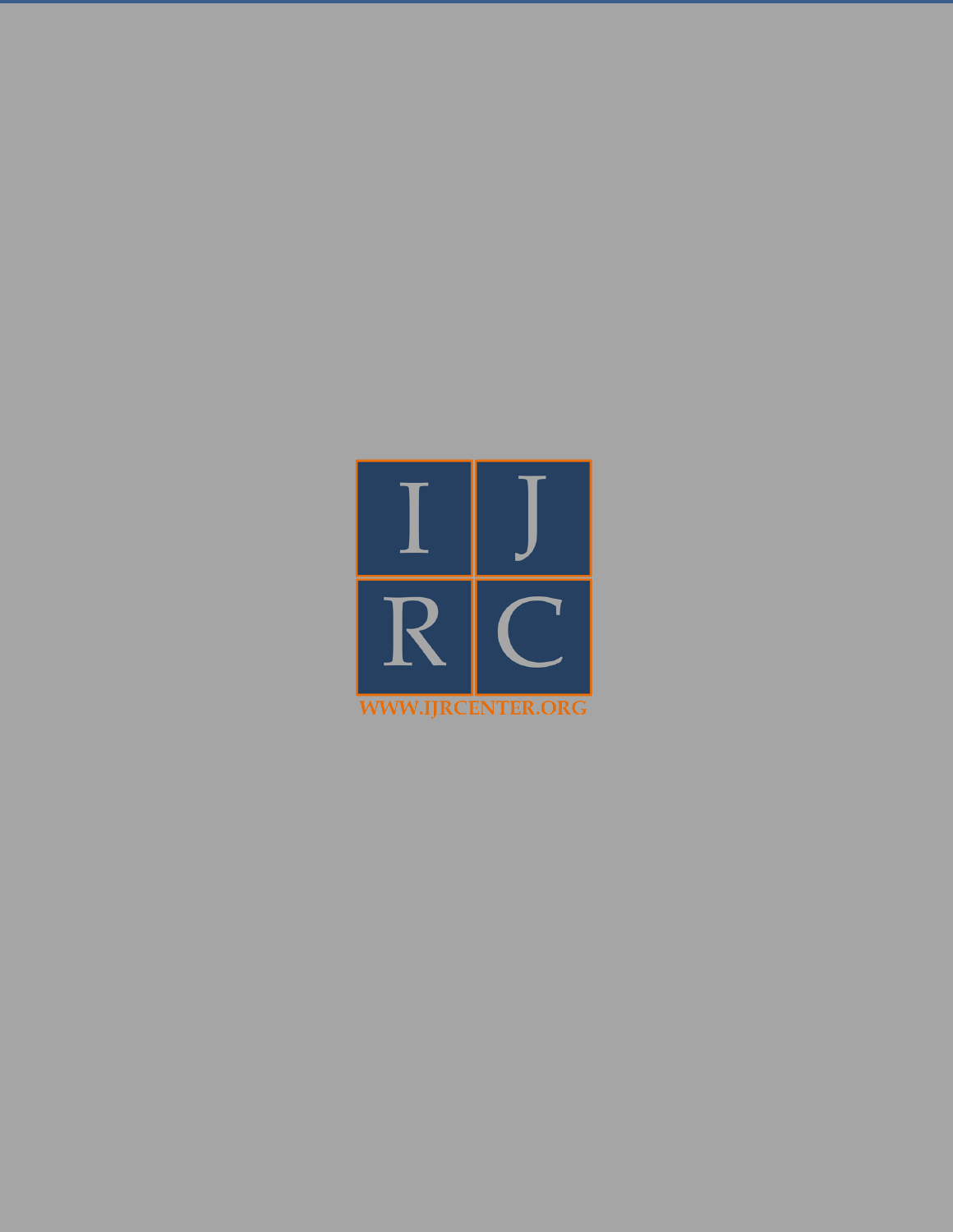I J

R C

WWW.IJRCENTER.ORG